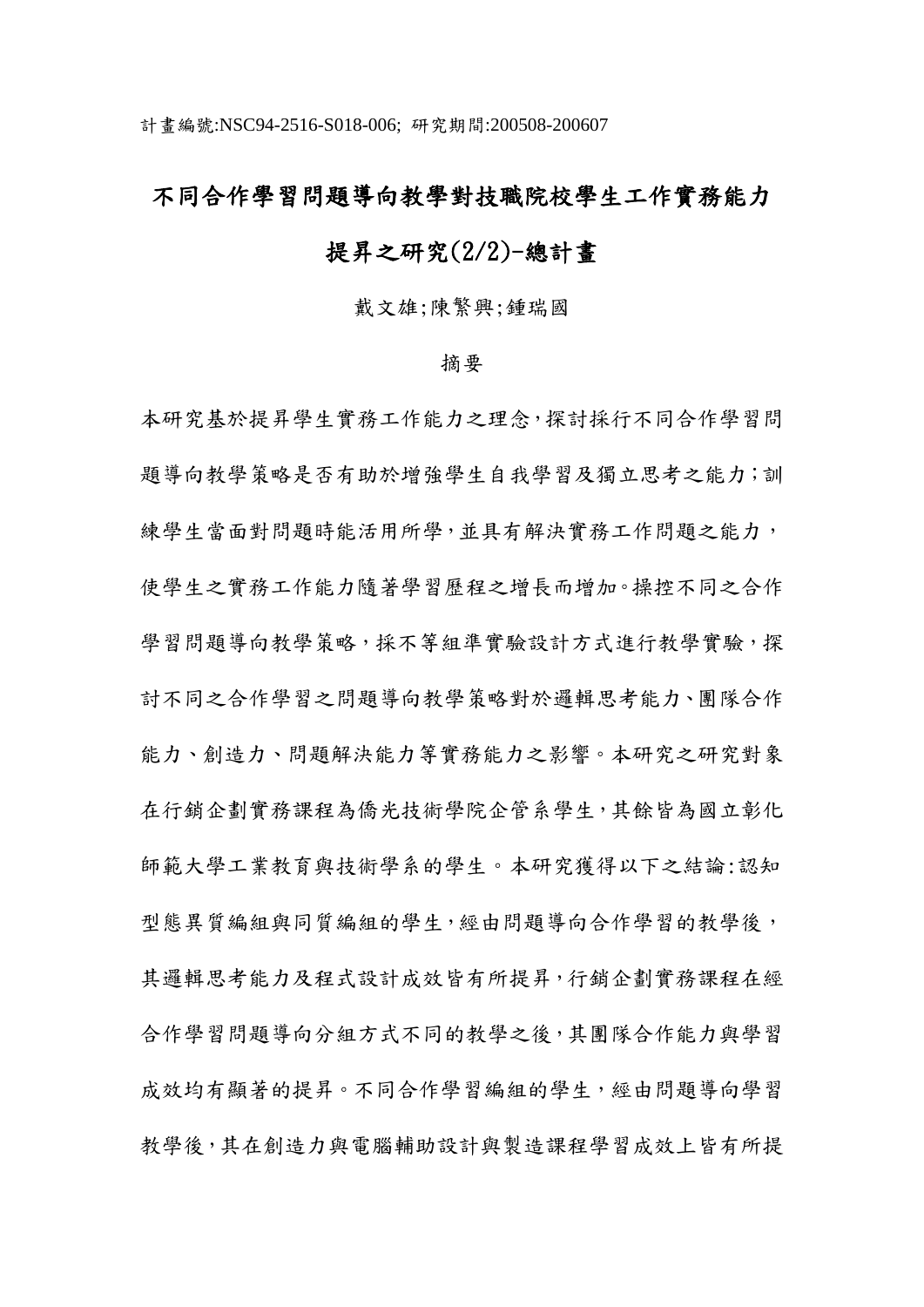計畫編號:NSC94-2516-S018-006; 研究期間:200508-200607

# 不同合作學習問題導向教學對技職院校學生工作實務能力提昇之研究(2/2)-總計畫

戴文雄;陳繁興;鍾瑞國

摘要

本研究基於提昇學生實務工作能力之理念,探討採行不同合作學習問題導向教學策略是否有助於增強學生自我學習及獨立思考之能力;訓練學生當面對問題時能活用所學,並具有解決實務工作問題之能力,使學生之實務工作能力隨著學習歷程之增長而增加。操控不同之合作學習問題導向教學策略,採不等組準實驗設計方式進行教學實驗,探討不同之合作學習之問題導向教學策略對於邏輯思考能力、團隊合作能力、創造力、問題解決能力等實務能力之影響。本研究之研究對象在行銷企劃實務課程為僑光技術學院企管系學生,其餘皆為國立彰化師範大學工業教育與技術學系的學生。本研究獲得以下之結論:認知型態異質編組與同質編組的學生,經由問題導向合作學習的教學後,其邏輯思考能力及程式設計成效皆有所提昇,行銷企劃實務課程在經合作學習問題導向分組方式不同的教學之後,其團隊合作能力與學習成效均有顯著的提昇。不同合作學習編組的學生,經由問題導向學習教學後,其在創造力與電腦輔助設計與製造課程學習成效上皆有所提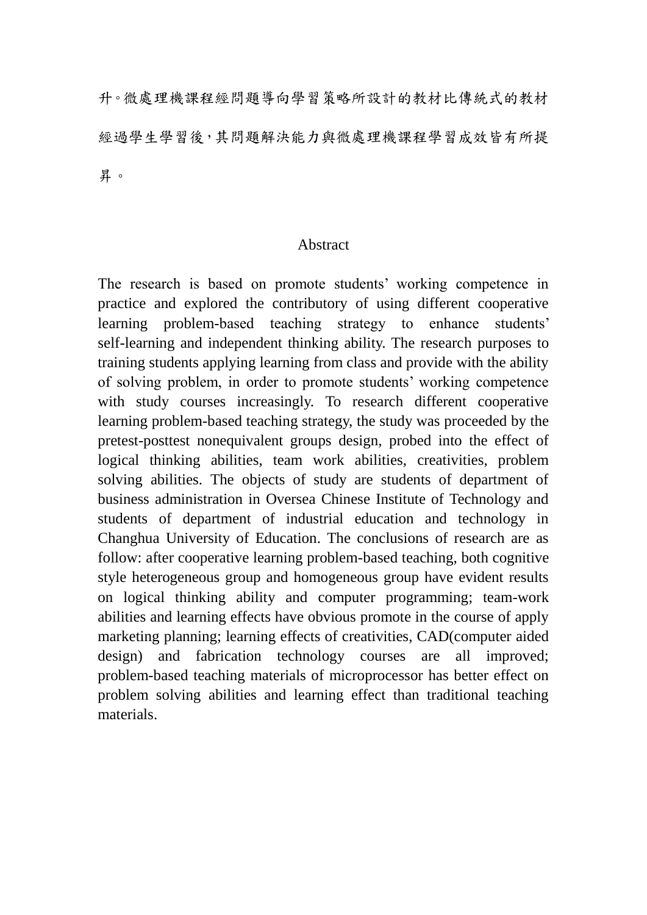升。微處理機課程經問題導向學習策略所設計的教材比傳統式的教材經過學生學習後，其問題解決能力與微處理機課程學習成效皆有所提昇。

## Abstract

The research is based on promote students' working competence in practice and explored the contributory of using different cooperative learning problem-based teaching strategy to enhance students' self-learning and independent thinking ability. The research purposes to training students applying learning from class and provide with the ability of solving problem, in order to promote students' working competence with study courses increasingly. To research different cooperative learning problem-based teaching strategy, the study was proceeded by the pretest-posttest nonequivalent groups design, probed into the effect of logical thinking abilities, team work abilities, creativities, problem solving abilities. The objects of study are students of department of business administration in Oversea Chinese Institute of Technology and students of department of industrial education and technology in Changhua University of Education. The conclusions of research are as follow: after cooperative learning problem-based teaching, both cognitive style heterogeneous group and homogeneous group have evident results on logical thinking ability and computer programming; team-work abilities and learning effects have obvious promote in the course of apply marketing planning; learning effects of creativities, CAD(computer aided design) and fabrication technology courses are all improved; problem-based teaching materials of microprocessor has better effect on problem solving abilities and learning effect than traditional teaching materials.